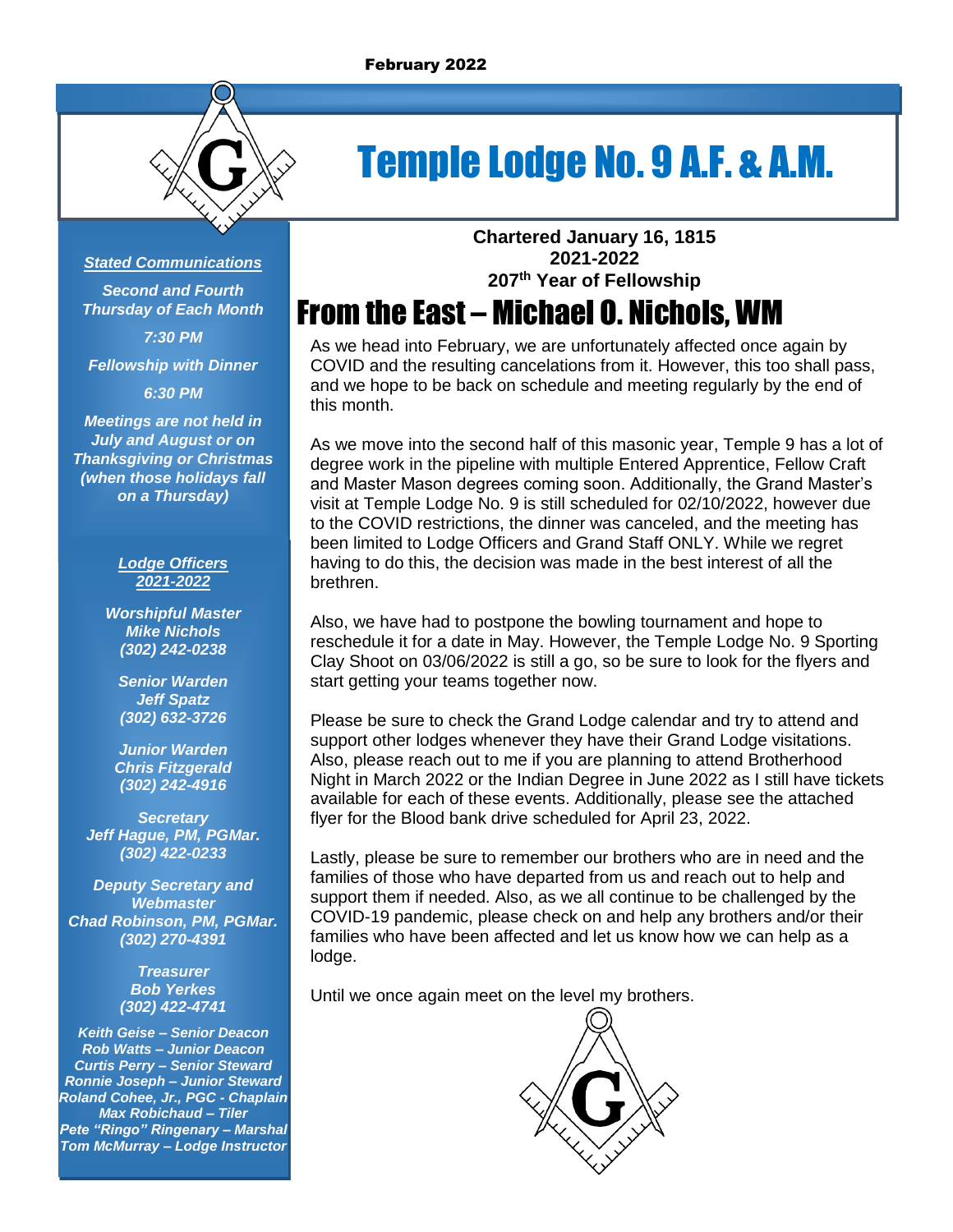February 2022

# Temple Lodge No. 9 A.F. & A.M.

**Chartered January 16, 1815**
**2021-2022**
**207th Year of Fellowship**

## From the East – Michael O. Nichols, WM

As we head into February, we are unfortunately affected once again by COVID and the resulting cancelations from it. However, this too shall pass, and we hope to be back on schedule and meeting regularly by the end of this month.

As we move into the second half of this masonic year, Temple 9 has a lot of degree work in the pipeline with multiple Entered Apprentice, Fellow Craft and Master Mason degrees coming soon. Additionally, the Grand Master's visit at Temple Lodge No. 9 is still scheduled for 02/10/2022, however due to the COVID restrictions, the dinner was canceled, and the meeting has been limited to Lodge Officers and Grand Staff ONLY. While we regret having to do this, the decision was made in the best interest of all the brethren.

Also, we have had to postpone the bowling tournament and hope to reschedule it for a date in May. However, the Temple Lodge No. 9 Sporting Clay Shoot on 03/06/2022 is still a go, so be sure to look for the flyers and start getting your teams together now.

Please be sure to check the Grand Lodge calendar and try to attend and support other lodges whenever they have their Grand Lodge visitations. Also, please reach out to me if you are planning to attend Brotherhood Night in March 2022 or the Indian Degree in June 2022 as I still have tickets available for each of these events. Additionally, please see the attached flyer for the Blood bank drive scheduled for April 23, 2022.

Lastly, please be sure to remember our brothers who are in need and the families of those who have departed from us and reach out to help and support them if needed. Also, as we all continue to be challenged by the COVID-19 pandemic, please check on and help any brothers and/or their families who have been affected and let us know how we can help as a lodge.

Until we once again meet on the level my brothers.

---

***Stated Communications***

*Second and Fourth Thursday of Each Month*

*7:30 PM*

*Fellowship with Dinner*

*6:30 PM*

*Meetings are not held in July and August or on Thanksgiving or Christmas (when those holidays fall on a Thursday)*

***Lodge Officers 2021-2022***

*Worshipful Master*
*Mike Nichols*
*(302) 242-0238*

*Senior Warden*
*Jeff Spatz*
*(302) 632-3726*

*Junior Warden*
*Chris Fitzgerald*
*(302) 242-4916*

*Secretary*
*Jeff Hague, PM, PGMar.*
*(302) 422-0233*

*Deputy Secretary and Webmaster*
*Chad Robinson, PM, PGMar.*
*(302) 270-4391*

*Treasurer*
*Bob Yerkes*
*(302) 422-4741*

*Keith Geise – Senior Deacon*
*Rob Watts – Junior Deacon*
*Curtis Perry – Senior Steward*
*Ronnie Joseph – Junior Steward*
*Roland Cohee, Jr., PGC - Chaplain*
*Max Robichaud – Tiler*
*Pete "Ringo" Ringenary – Marshal*
*Tom McMurray – Lodge Instructor*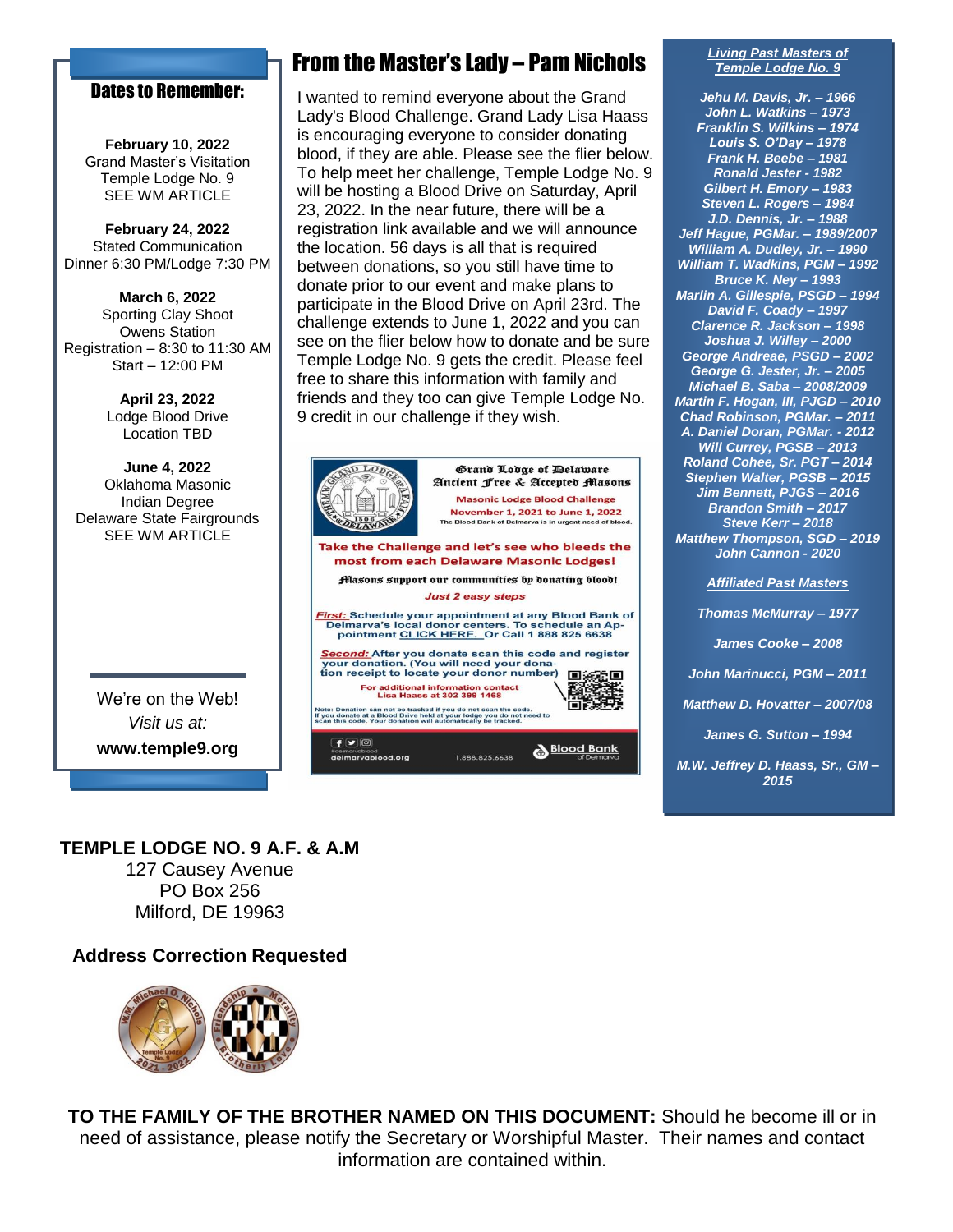## From the Master's Lady – Pam Nichols

I wanted to remind everyone about the Grand Lady's Blood Challenge. Grand Lady Lisa Haass is encouraging everyone to consider donating blood, if they are able. Please see the flier below. To help meet her challenge, Temple Lodge No. 9 will be hosting a Blood Drive on Saturday, April 23, 2022. In the near future, there will be a registration link available and we will announce the location. 56 days is all that is required between donations, so you still have time to donate prior to our event and make plans to participate in the Blood Drive on April 23rd. The challenge extends to June 1, 2022 and you can see on the flier below how to donate and be sure Temple Lodge No. 9 gets the credit. Please feel free to share this information with family and friends and they too can give Temple Lodge No. 9 credit in our challenge if they wish.

Grand Lodge of Delaware
Ancient Free & Accepted Masons
Masonic Lodge Blood Challenge
November 1, 2021 to June 1, 2022
The Blood Bank of Delmarva is in urgent need of blood.

**Take the Challenge and let's see who bleeds the most from each Delaware Masonic Lodges!**

Masons support our communities by donating blood!

*Just 2 easy steps*

*First:* Schedule your appointment at any Blood Bank of Delmarva's local donor centers. To schedule an Appointment CLICK HERE. Or Call 1 888 825 6638

*Second:* After you donate scan this code and register your donation. (You will need your donation receipt to locate your donor number)

For additional information contact Lisa Haass at 302 399 1468

Note: Donation can not be tracked if you do not scan the code. If you donate at a Blood Drive held at your lodge you do not need to scan this code. Your donation will automatically be tracked.

#delmarvablood delmarvablood.org 1.888.825.6638 Blood Bank of Delmarva

## Dates to Remember:

**February 10, 2022**
Grand Master's Visitation
Temple Lodge No. 9
SEE WM ARTICLE

**February 24, 2022**
Stated Communication
Dinner 6:30 PM/Lodge 7:30 PM

**March 6, 2022**
Sporting Clay Shoot
Owens Station
Registration – 8:30 to 11:30 AM
Start – 12:00 PM

**April 23, 2022**
Lodge Blood Drive
Location TBD

**June 4, 2022**
Oklahoma Masonic
Indian Degree
Delaware State Fairgrounds
SEE WM ARTICLE

We're on the Web!
*Visit us at:*
**www.temple9.org**

***Living Past Masters of Temple Lodge No. 9***

*Jehu M. Davis, Jr. – 1966*
*John L. Watkins – 1973*
*Franklin S. Wilkins – 1974*
*Louis S. O'Day – 1978*
*Frank H. Beebe – 1981*
*Ronald Jester - 1982*
*Gilbert H. Emory – 1983*
*Steven L. Rogers – 1984*
*J.D. Dennis, Jr. – 1988*
*Jeff Hague, PGMar. – 1989/2007*
*William A. Dudley, Jr. – 1990*
*William T. Wadkins, PGM – 1992*
*Bruce K. Ney – 1993*
*Marlin A. Gillespie, PSGD – 1994*
*David F. Coady – 1997*
*Clarence R. Jackson – 1998*
*Joshua J. Willey – 2000*
*George Andreae, PSGD – 2002*
*George G. Jester, Jr. – 2005*
*Michael B. Saba – 2008/2009*
*Martin F. Hogan, III, PJGD – 2010*
*Chad Robinson, PGMar. – 2011*
*A. Daniel Doran, PGMar. - 2012*
*Will Currey, PGSB – 2013*
*Roland Cohee, Sr. PGT – 2014*
*Stephen Walter, PGSB – 2015*
*Jim Bennett, PJGS – 2016*
*Brandon Smith – 2017*
*Steve Kerr – 2018*
*Matthew Thompson, SGD – 2019*
*John Cannon - 2020*

***Affiliated Past Masters***

*Thomas McMurray – 1977*

*James Cooke – 2008*

*John Marinucci, PGM – 2011*

*Matthew D. Hovatter – 2007/08*

*James G. Sutton – 1994*

*M.W. Jeffrey D. Haass, Sr., GM – 2015*

**TEMPLE LODGE NO. 9 A.F. & A.M**
127 Causey Avenue
PO Box 256
Milford, DE 19963

**Address Correction Requested**

**TO THE FAMILY OF THE BROTHER NAMED ON THIS DOCUMENT:** Should he become ill or in need of assistance, please notify the Secretary or Worshipful Master. Their names and contact information are contained within.